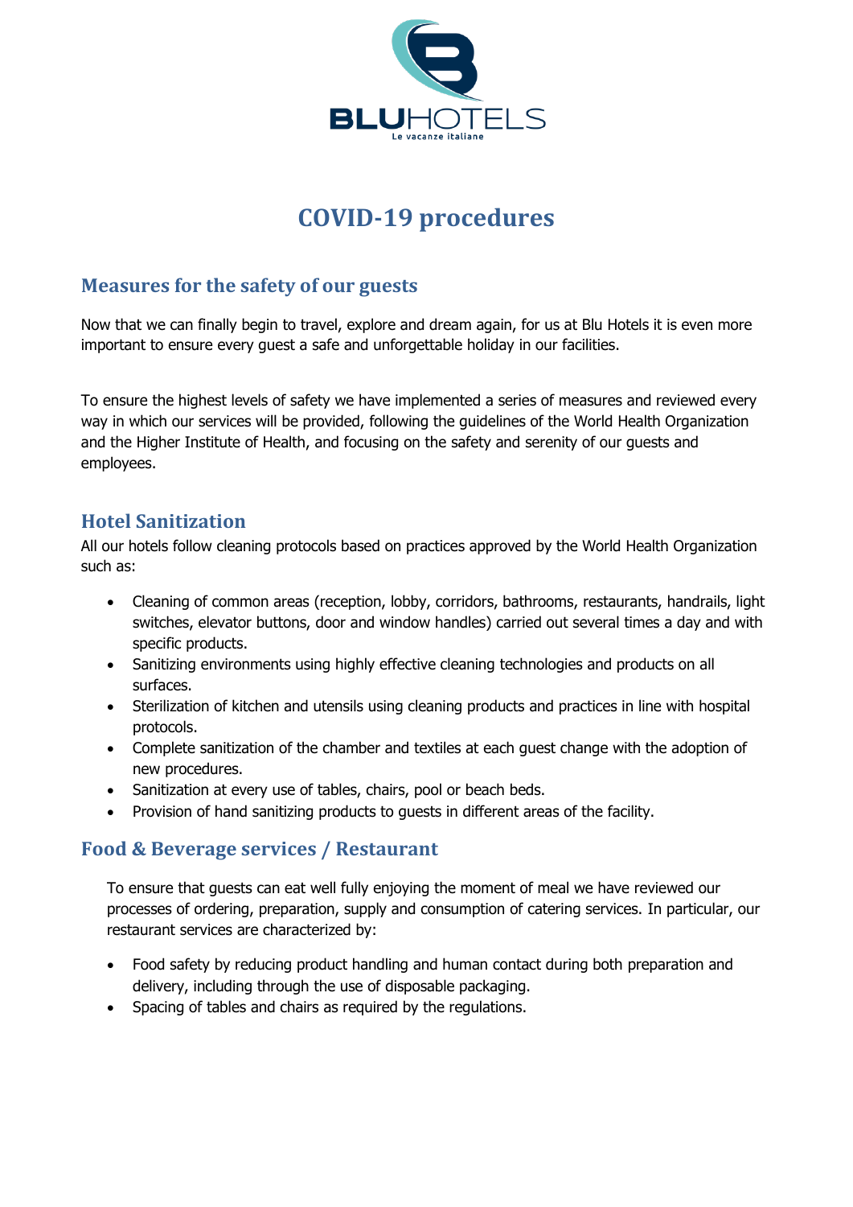# COVID-19 procedures

## Measures for the safety of our guests

Now that we can finally begin to travel, explore and dream again, for us at Blu Hotels it is even more important to ensure every guest a safe and unforgettable holiday in our facilities.

To ensure the highest levels of safety we have implemented a series of measures and reviewed every way in which our services will be provided, following the guidelines of the World Health Organization and the Higher Institute of Health, and focusing on the safety and serenity of our guests and employees.

## Hotel Sanitization

All our hotels follow cleaning protocols based on practices approved by the World Health Organization such as:

- Cleaning of common areas (reception, lobby, corridors, bathrooms, restaurants, handrails, light switches, elevator buttons, door and window handles) carried out several times a day and with specific products.
- Sanitizing environments using highly effective cleaning technologies and products on all surfaces.
- Sterilization of kitchen and utensils using cleaning products and practices in line with hospital protocols.
- Complete sanitization of the chamber and textiles at each guest change with the adoption of new procedures.
- Sanitization at every use of tables, chairs, pool or beach beds.
- Provision of hand sanitizing products to guests in different areas of the facility.

## Food & Beverage services / Restaurant

To ensure that guests can eat well fully enjoying the moment of meal we have reviewed our processes of ordering, preparation, supply and consumption of catering services. In particular, our restaurant services are characterized by:

- Food safety by reducing product handling and human contact during both preparation and delivery, including through the use of disposable packaging.
- Spacing of tables and chairs as required by the regulations.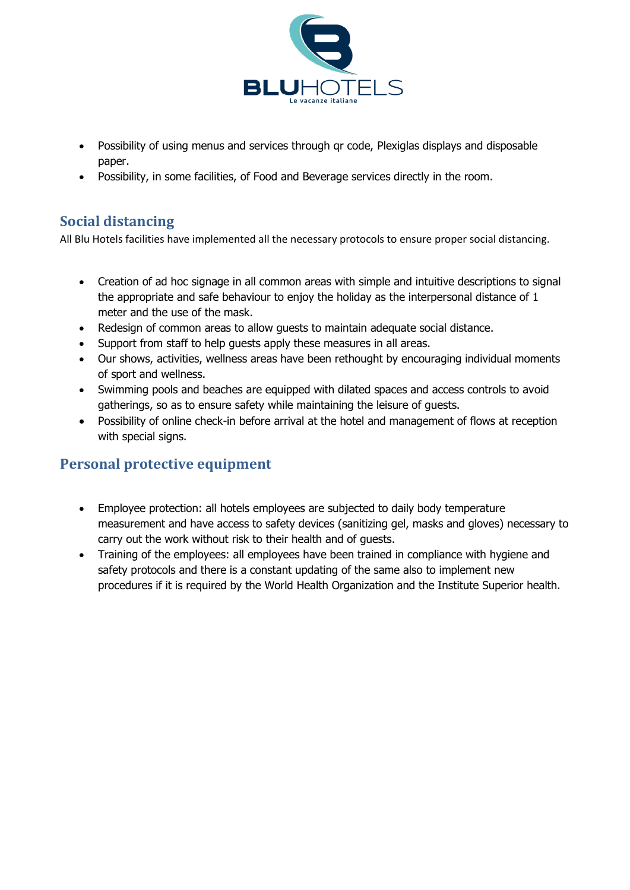- Possibility of using menus and services through qr code, Plexiglas displays and disposable paper.
- Possibility, in some facilities, of Food and Beverage services directly in the room.

## Social distancing

All Blu Hotels facilities have implemented all the necessary protocols to ensure proper social distancing.

- Creation of ad hoc signage in all common areas with simple and intuitive descriptions to signal the appropriate and safe behaviour to enjoy the holiday as the interpersonal distance of 1 meter and the use of the mask.
- Redesign of common areas to allow guests to maintain adequate social distance.
- Support from staff to help guests apply these measures in all areas.
- Our shows, activities, wellness areas have been rethought by encouraging individual moments of sport and wellness.
- Swimming pools and beaches are equipped with dilated spaces and access controls to avoid gatherings, so as to ensure safety while maintaining the leisure of guests.
- Possibility of online check-in before arrival at the hotel and management of flows at reception with special signs.

## Personal protective equipment

- Employee protection: all hotels employees are subjected to daily body temperature measurement and have access to safety devices (sanitizing gel, masks and gloves) necessary to carry out the work without risk to their health and of guests.
- Training of the employees: all employees have been trained in compliance with hygiene and safety protocols and there is a constant updating of the same also to implement new procedures if it is required by the World Health Organization and the Institute Superior health.